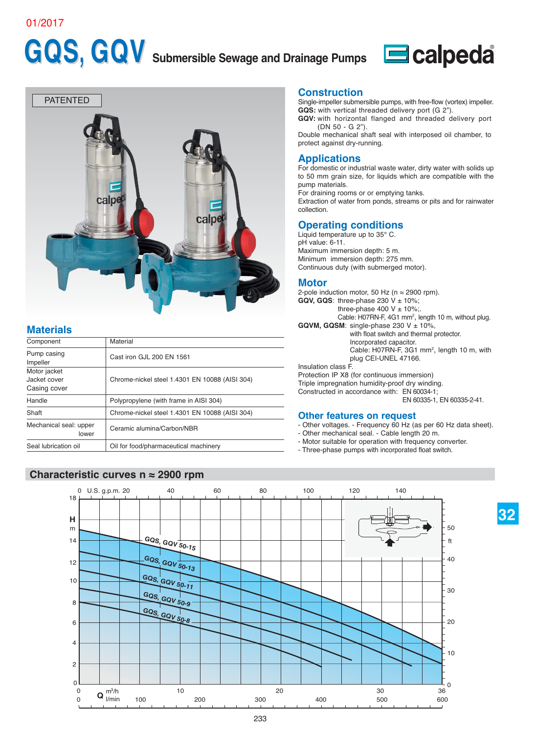01/2017

# GQS, GQV Submersible Sewage and Drainage Pumps

calpeda

PATENTED

## Materials

| Component | Material |
|---|---|
| Pump casing<br>Impeller | Cast iron GJL 200 EN 1561 |
| Motor jacket<br>Jacket cover<br>Casing cover | Chrome-nickel steel 1.4301 EN 10088 (AISI 304) |
| Handle | Polypropylene (with frame in AISI 304) |
| Shaft | Chrome-nickel steel 1.4301 EN 10088 (AISI 304) |
| Mechanical seal: upper<br>lower | Ceramic alumina/Carbon/NBR |
| Seal lubrication oil | Oil for food/pharmaceutical machinery |

## Construction

Single-impeller submersible pumps, with free-flow (vortex) impeller.
**GQS:** with vertical threaded delivery port (G 2").
**GQV:** with horizontal flanged and threaded delivery port (DN 50 - G 2").
Double mechanical shaft seal with interposed oil chamber, to protect against dry-running.

## Applications

For domestic or industrial waste water, dirty water with solids up to 50 mm grain size, for liquids which are compatible with the pump materials.
For draining rooms or or emptying tanks.
Extraction of water from ponds, streams or pits and for rainwater collection.

## Operating conditions

Liquid temperature up to 35° C.
pH value: 6-11.
Maximum immersion depth: 5 m.
Minimum immersion depth: 275 mm.
Continuous duty (with submerged motor).

## Motor

2-pole induction motor, 50 Hz (n ≈ 2900 rpm).
**GQV, GQS**: three-phase 230 V ± 10%;
three-phase 400 V ± 10%;.
Cable: H07RN-F, 4G1 mm², length 10 m, without plug.
**GQVM, GQSM**: single-phase 230 V ± 10%,
with float switch and thermal protector.
Incorporated capacitor.
Cable: H07RN-F, 3G1 mm², length 10 m, with plug CEI-UNEL 47166.
Insulation class F.
Protection IP X8 (for continuous immersion)
Triple impregnation humidity-proof dry winding.
Constructed in accordance with: EN 60034-1;
EN 60335-1, EN 60335-2-41.

## Other features on request

- Other voltages. - Frequency 60 Hz (as per 60 Hz data sheet).
- Other mechanical seal. - Cable length 20 m.
- Motor suitable for operation with frequency converter.
- Three-phase pumps with incorporated float switch.

## Characteristic curves n ≈ 2900 rpm

Curves: GQS, GQV 50-15; GQS, GQV 50-13; GQS, GQV 50-11; GQS, GQV 50-9; GQS, GQV 50-8

H (m): 0 – 18; H (ft): 0 – 50
Q (m³/h): 0 – 36; Q (l/min): 0 – 600; U.S. g.p.m.: 0 – 140

32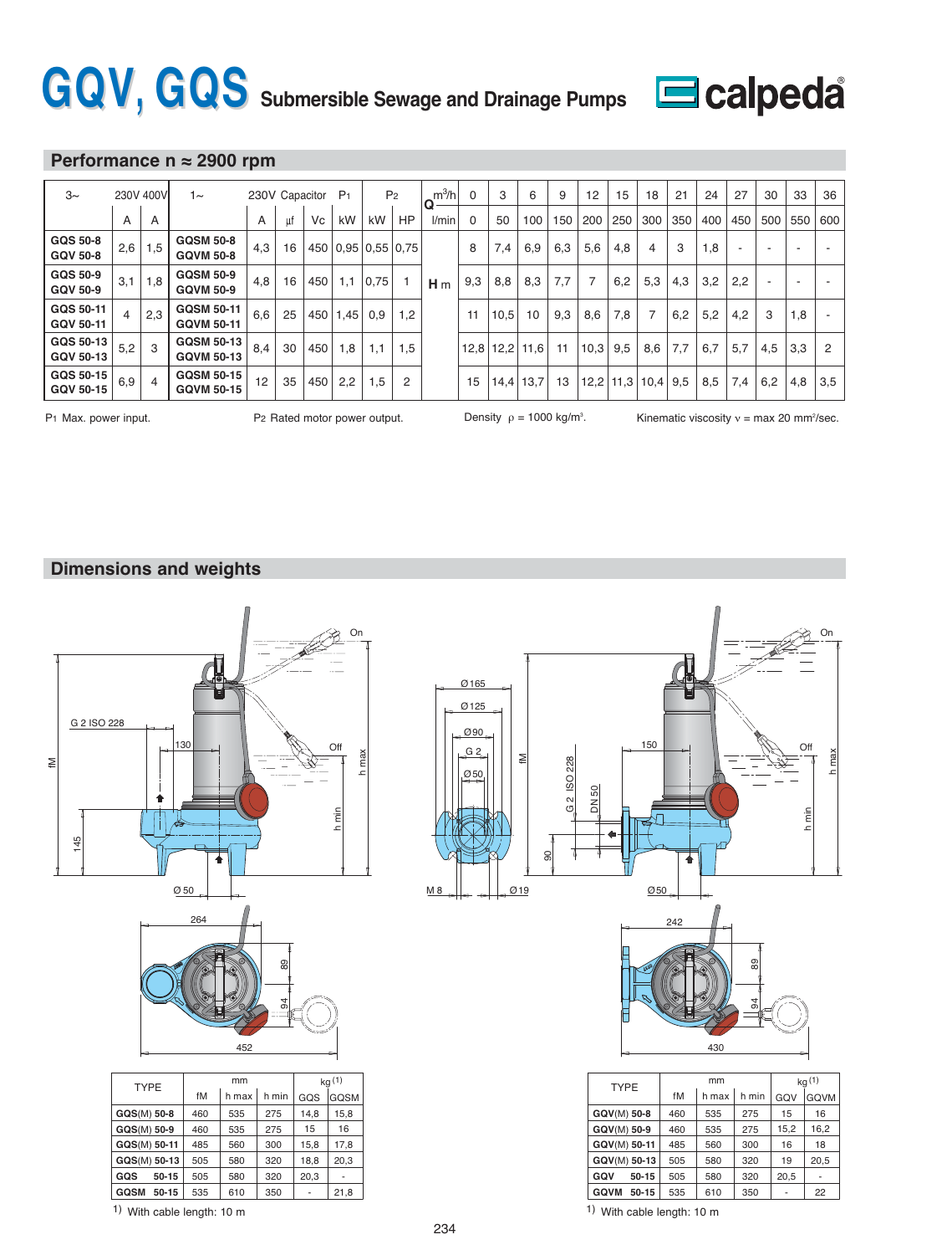# GQV, GQS Submersible Sewage and Drainage Pumps

calpeda

## Performance n ≈ 2900 rpm

| 3~ | 230V | 400V | 1~ | 230V | Capacitor | | P1 | P2 | | Q m³/h | 0 | 3 | 6 | 9 | 12 | 15 | 18 | 21 | 24 | 27 | 30 | 33 | 36 |
|---|---|---|---|---|---|---|---|---|---|---|---|---|---|---|---|---|---|---|---|---|---|---|---|
| | A | A | | A | µf | Vc | kW | kW | HP | l/min | 0 | 50 | 100 | 150 | 200 | 250 | 300 | 350 | 400 | 450 | 500 | 550 | 600 |
| GQS 50-8<br>GQV 50-8 | 2,6 | 1,5 | GQSM 50-8<br>GQVM 50-8 | 4,3 | 16 | 450 | 0,95 | 0,55 | 0,75 | H m | 8 | 7,4 | 6,9 | 6,3 | 5,6 | 4,8 | 4 | 3 | 1,8 | - | - | - | - |
| GQS 50-9<br>GQV 50-9 | 3,1 | 1,8 | GQSM 50-9<br>GQVM 50-9 | 4,8 | 16 | 450 | 1,1 | 0,75 | 1 | | 9,3 | 8,8 | 8,3 | 7,7 | 7 | 6,2 | 5,3 | 4,3 | 3,2 | 2,2 | - | - | - |
| GQS 50-11<br>GQV 50-11 | 4 | 2,3 | GQSM 50-11<br>GQVM 50-11 | 6,6 | 25 | 450 | 1,45 | 0,9 | 1,2 | | 11 | 10,5 | 10 | 9,3 | 8,6 | 7,8 | 7 | 6,2 | 5,2 | 4,2 | 3 | 1,8 | - |
| GQS 50-13<br>GQV 50-13 | 5,2 | 3 | GQSM 50-13<br>GQVM 50-13 | 8,4 | 30 | 450 | 1,8 | 1,1 | 1,5 | | 12,8 | 12,2 | 11,6 | 11 | 10,3 | 9,5 | 8,6 | 7,7 | 6,7 | 5,7 | 4,5 | 3,3 | 2 |
| GQS 50-15<br>GQV 50-15 | 6,9 | 4 | GQSM 50-15<br>GQVM 50-15 | 12 | 35 | 450 | 2,2 | 1,5 | 2 | | 15 | 14,4 | 13,7 | 13 | 12,2 | 11,3 | 10,4 | 9,5 | 8,5 | 7,4 | 6,2 | 4,8 | 3,5 |

P1 Max. power input. P2 Rated motor power output. Density ρ = 1000 kg/m³. Kinematic viscosity ν = max 20 mm²/sec.

## Dimensions and weights

| TYPE | mm | | | kg (1) | |
|---|---|---|---|---|---|
| | fM | h max | h min | GQS | GQSM |
| GQS(M) 50-8 | 460 | 535 | 275 | 14,8 | 15,8 |
| GQS(M) 50-9 | 460 | 535 | 275 | 15 | 16 |
| GQS(M) 50-11 | 485 | 560 | 300 | 15,8 | 17,8 |
| GQS(M) 50-13 | 505 | 580 | 320 | 18,8 | 20,3 |
| GQS 50-15 | 505 | 580 | 320 | 20,3 | - |
| GQSM 50-15 | 535 | 610 | 350 | - | 21,8 |

1) With cable length: 10 m

| TYPE | mm | | | kg (1) | |
|---|---|---|---|---|---|
| | fM | h max | h min | GQV | GQVM |
| GQV(M) 50-8 | 460 | 535 | 275 | 15 | 16 |
| GQV(M) 50-9 | 460 | 535 | 275 | 15,2 | 16,2 |
| GQV(M) 50-11 | 485 | 560 | 300 | 16 | 18 |
| GQV(M) 50-13 | 505 | 580 | 320 | 19 | 20,5 |
| GQV 50-15 | 505 | 580 | 320 | 20,5 | - |
| GQVM 50-15 | 535 | 610 | 350 | - | 22 |

1) With cable length: 10 m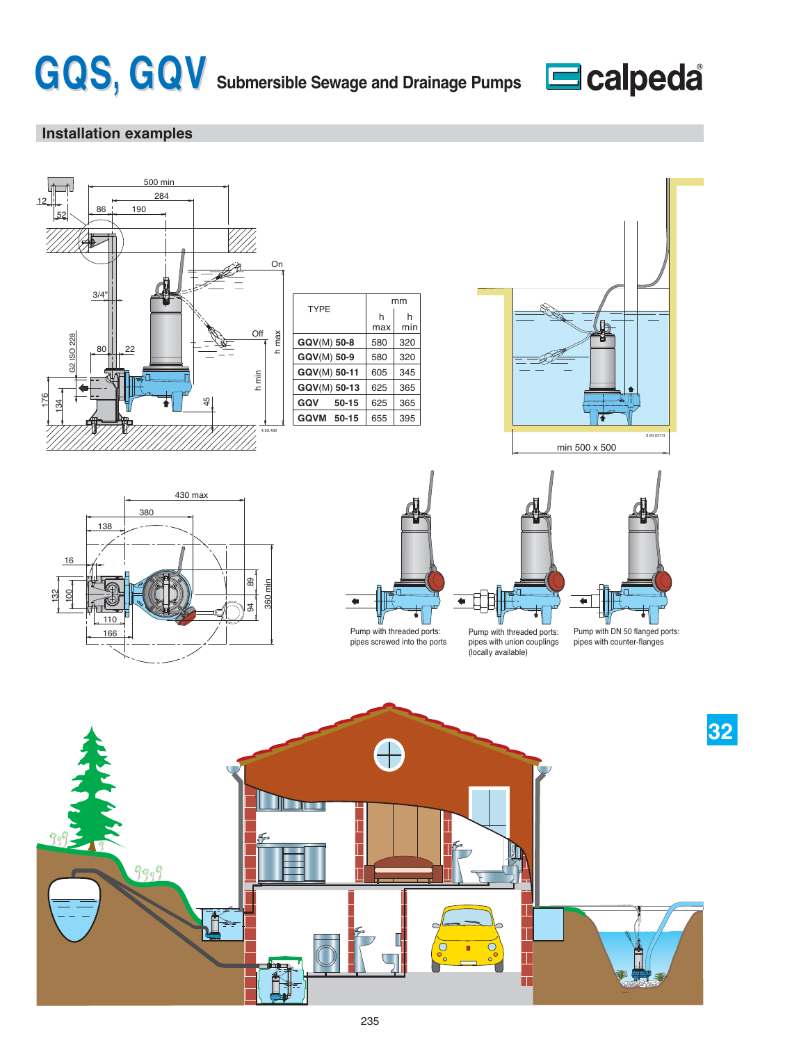# GQS, GQV Submersible Sewage and Drainage Pumps

## Installation examples

| TYPE | mm | |
|---|---|---|
| | h max | h min |
| **GQV(M) 50-8** | 580 | 320 |
| **GQV(M) 50-9** | 580 | 320 |
| **GQV(M) 50-11** | 605 | 345 |
| **GQV(M) 50-13** | 625 | 365 |
| **GQV 50-15** | 625 | 365 |
| **GQVM 50-15** | 655 | 395 |

min 500 x 500

Pump with threaded ports: pipes screwed into the ports

Pump with threaded ports: pipes with union couplings (locally available)

Pump with DN 50 flanged ports: pipes with counter-flanges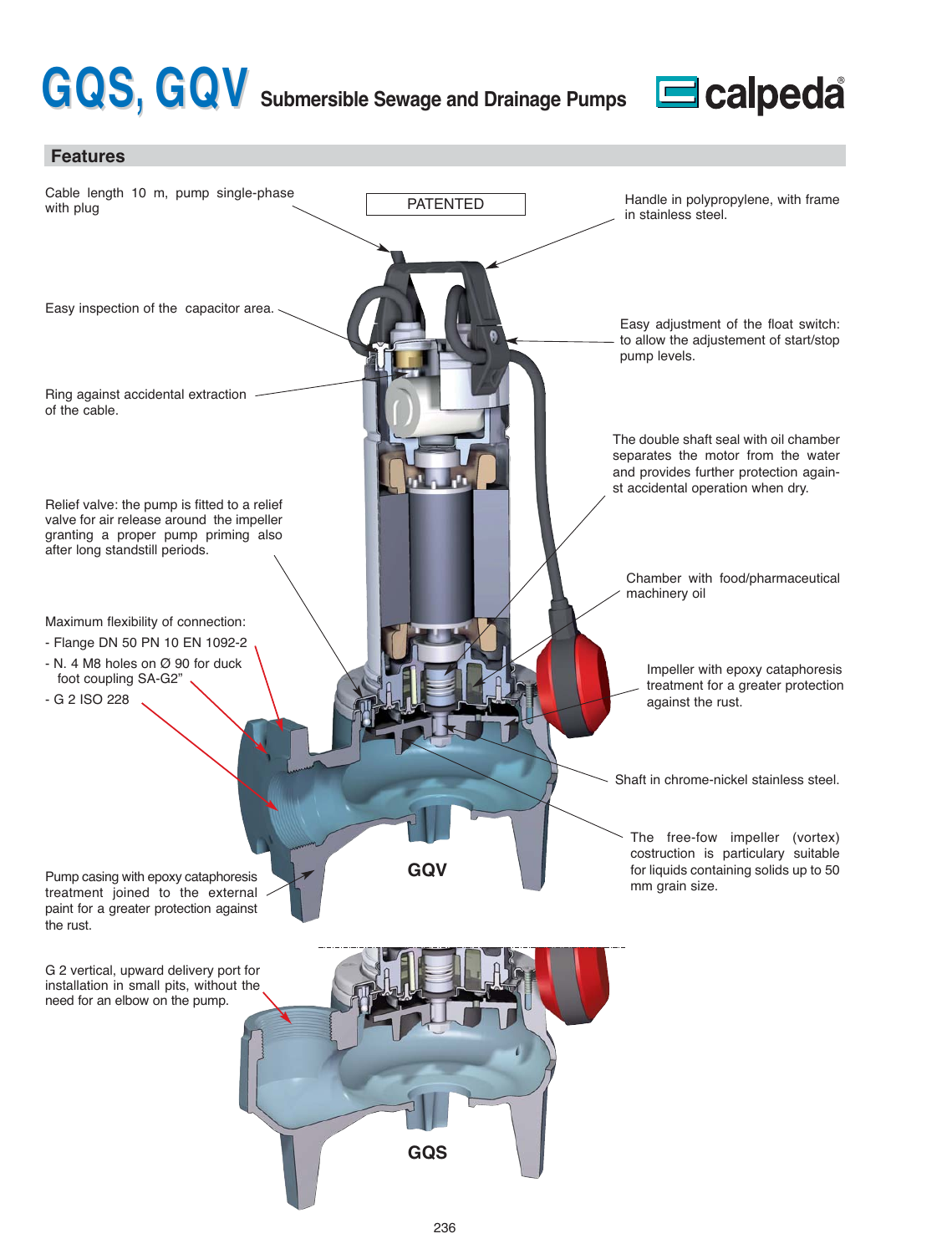# GQS, GQV Submersible Sewage and Drainage Pumps

calpeda

## Features

Cable length 10 m, pump single-phase with plug

PATENTED

Handle in polypropylene, with frame in stainless steel.

Easy inspection of the capacitor area.

Easy adjustment of the float switch: to allow the adjustement of start/stop pump levels.

Ring against accidental extraction of the cable.

The double shaft seal with oil chamber separates the motor from the water and provides further protection against accidental operation when dry.

Relief valve: the pump is fitted to a relief valve for air release around the impeller granting a proper pump priming also after long standstill periods.

Chamber with food/pharmaceutical machinery oil

Maximum flexibility of connection:
- Flange DN 50 PN 10 EN 1092-2
- N. 4 M8 holes on Ø 90 for duck foot coupling SA-G2"
- G 2 ISO 228

Impeller with epoxy cataphoresis treatment for a greater protection against the rust.

Shaft in chrome-nickel stainless steel.

The free-fow impeller (vortex) costruction is particulary suitable for liquids containing solids up to 50 mm grain size.

GQV

Pump casing with epoxy cataphoresis treatment joined to the external paint for a greater protection against the rust.

G 2 vertical, upward delivery port for installation in small pits, without the need for an elbow on the pump.

GQS